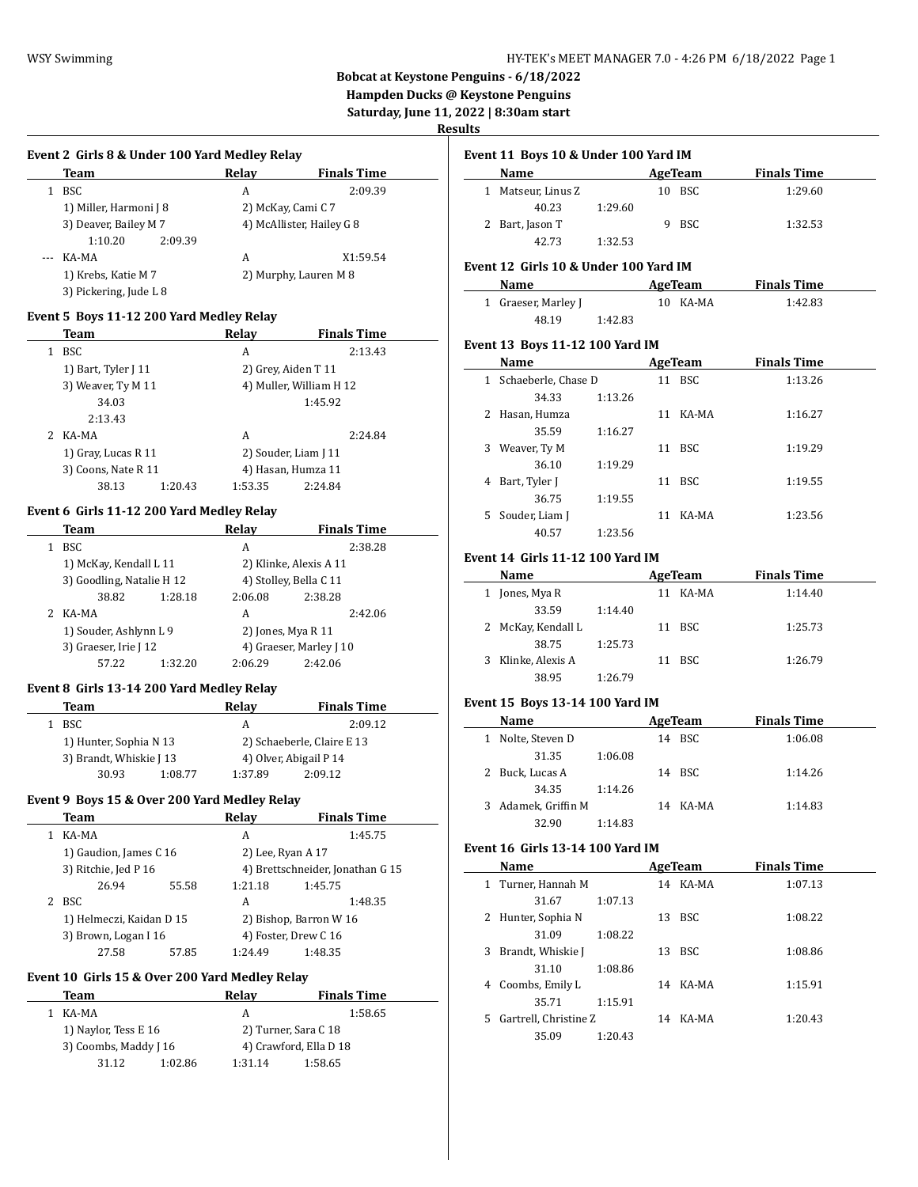**Bobcat at Keystone Penguins - 6/18/2022**
**Hampden Ducks @ Keystone Penguins**
**Saturday, June 11, 2022 | 8:30am start**
**Results**

### Event 2 Girls 8 & Under 100 Yard Medley Relay

| | Team | Relay | Finals Time |
|---|---|---|---|
| 1 | BSC | A | 2:09.39 |
| | 1) Miller, Harmoni J 8 | 2) McKay, Cami C 7 | |
| | 3) Deaver, Bailey M 7 | 4) McAllister, Hailey G 8 | |
| | 1:10.20 2:09.39 | | |
| --- | KA-MA | A | X1:59.54 |
| | 1) Krebs, Katie M 7 | 2) Murphy, Lauren M 8 | |
| | 3) Pickering, Jude L 8 | | |

### Event 5 Boys 11-12 200 Yard Medley Relay

| | Team | Relay | Finals Time |
|---|---|---|---|
| 1 | BSC | A | 2:13.43 |
| | 1) Bart, Tyler J 11 | 2) Grey, Aiden T 11 | |
| | 3) Weaver, Ty M 11 | 4) Muller, William H 12 | |
| | 34.03 | 1:45.92 | |
| | 2:13.43 | | |
| 2 | KA-MA | A | 2:24.84 |
| | 1) Gray, Lucas R 11 | 2) Souder, Liam J 11 | |
| | 3) Coons, Nate R 11 | 4) Hasan, Humza 11 | |
| | 38.13 1:20.43 | 1:53.35 2:24.84 | |

### Event 6 Girls 11-12 200 Yard Medley Relay

| | Team | Relay | Finals Time |
|---|---|---|---|
| 1 | BSC | A | 2:38.28 |
| | 1) McKay, Kendall L 11 | 2) Klinke, Alexis A 11 | |
| | 3) Goodling, Natalie H 12 | 4) Stolley, Bella C 11 | |
| | 38.82 1:28.18 | 2:06.08 2:38.28 | |
| 2 | KA-MA | A | 2:42.06 |
| | 1) Souder, Ashlynn L 9 | 2) Jones, Mya R 11 | |
| | 3) Graeser, Irie J 12 | 4) Graeser, Marley J 10 | |
| | 57.22 1:32.20 | 2:06.29 2:42.06 | |

### Event 8 Girls 13-14 200 Yard Medley Relay

| | Team | Relay | Finals Time |
|---|---|---|---|
| 1 | BSC | A | 2:09.12 |
| | 1) Hunter, Sophia N 13 | 2) Schaeberle, Claire E 13 | |
| | 3) Brandt, Whiskie J 13 | 4) Olver, Abigail P 14 | |
| | 30.93 1:08.77 | 1:37.89 2:09.12 | |

### Event 9 Boys 15 & Over 200 Yard Medley Relay

| | Team | Relay | Finals Time |
|---|---|---|---|
| 1 | KA-MA | A | 1:45.75 |
| | 1) Gaudion, James C 16 | 2) Lee, Ryan A 17 | |
| | 3) Ritchie, Jed P 16 | 4) Brettschneider, Jonathan G 15 | |
| | 26.94 55.58 | 1:21.18 1:45.75 | |
| 2 | BSC | A | 1:48.35 |
| | 1) Helmeczi, Kaidan D 15 | 2) Bishop, Barron W 16 | |
| | 3) Brown, Logan I 16 | 4) Foster, Drew C 16 | |
| | 27.58 57.85 | 1:24.49 1:48.35 | |

### Event 10 Girls 15 & Over 200 Yard Medley Relay

| | Team | Relay | Finals Time |
|---|---|---|---|
| 1 | KA-MA | A | 1:58.65 |
| | 1) Naylor, Tess E 16 | 2) Turner, Sara C 18 | |
| | 3) Coombs, Maddy J 16 | 4) Crawford, Ella D 18 | |
| | 31.12 1:02.86 | 1:31.14 1:58.65 | |

### Event 11 Boys 10 & Under 100 Yard IM

| | Name | Age | Team | Finals Time |
|---|---|---|---|---|
| 1 | Matseur, Linus Z | 10 | BSC | 1:29.60 |
| | 40.23 1:29.60 | | | |
| 2 | Bart, Jason T | 9 | BSC | 1:32.53 |
| | 42.73 1:32.53 | | | |

### Event 12 Girls 10 & Under 100 Yard IM

| | Name | Age | Team | Finals Time |
|---|---|---|---|---|
| 1 | Graeser, Marley J | 10 | KA-MA | 1:42.83 |
| | 48.19 1:42.83 | | | |

### Event 13 Boys 11-12 100 Yard IM

| | Name | Age | Team | Finals Time |
|---|---|---|---|---|
| 1 | Schaeberle, Chase D | 11 | BSC | 1:13.26 |
| | 34.33 1:13.26 | | | |
| 2 | Hasan, Humza | 11 | KA-MA | 1:16.27 |
| | 35.59 1:16.27 | | | |
| 3 | Weaver, Ty M | 11 | BSC | 1:19.29 |
| | 36.10 1:19.29 | | | |
| 4 | Bart, Tyler J | 11 | BSC | 1:19.55 |
| | 36.75 1:19.55 | | | |
| 5 | Souder, Liam J | 11 | KA-MA | 1:23.56 |
| | 40.57 1:23.56 | | | |

### Event 14 Girls 11-12 100 Yard IM

| | Name | Age | Team | Finals Time |
|---|---|---|---|---|
| 1 | Jones, Mya R | 11 | KA-MA | 1:14.40 |
| | 33.59 1:14.40 | | | |
| 2 | McKay, Kendall L | 11 | BSC | 1:25.73 |
| | 38.75 1:25.73 | | | |
| 3 | Klinke, Alexis A | 11 | BSC | 1:26.79 |
| | 38.95 1:26.79 | | | |

### Event 15 Boys 13-14 100 Yard IM

| | Name | Age | Team | Finals Time |
|---|---|---|---|---|
| 1 | Nolte, Steven D | 14 | BSC | 1:06.08 |
| | 31.35 1:06.08 | | | |
| 2 | Buck, Lucas A | 14 | BSC | 1:14.26 |
| | 34.35 1:14.26 | | | |
| 3 | Adamek, Griffin M | 14 | KA-MA | 1:14.83 |
| | 32.90 1:14.83 | | | |

### Event 16 Girls 13-14 100 Yard IM

| | Name | Age | Team | Finals Time |
|---|---|---|---|---|
| 1 | Turner, Hannah M | 14 | KA-MA | 1:07.13 |
| | 31.67 1:07.13 | | | |
| 2 | Hunter, Sophia N | 13 | BSC | 1:08.22 |
| | 31.09 1:08.22 | | | |
| 3 | Brandt, Whiskie J | 13 | BSC | 1:08.86 |
| | 31.10 1:08.86 | | | |
| 4 | Coombs, Emily L | 14 | KA-MA | 1:15.91 |
| | 35.71 1:15.91 | | | |
| 5 | Gartrell, Christine Z | 14 | KA-MA | 1:20.43 |
| | 35.09 1:20.43 | | | |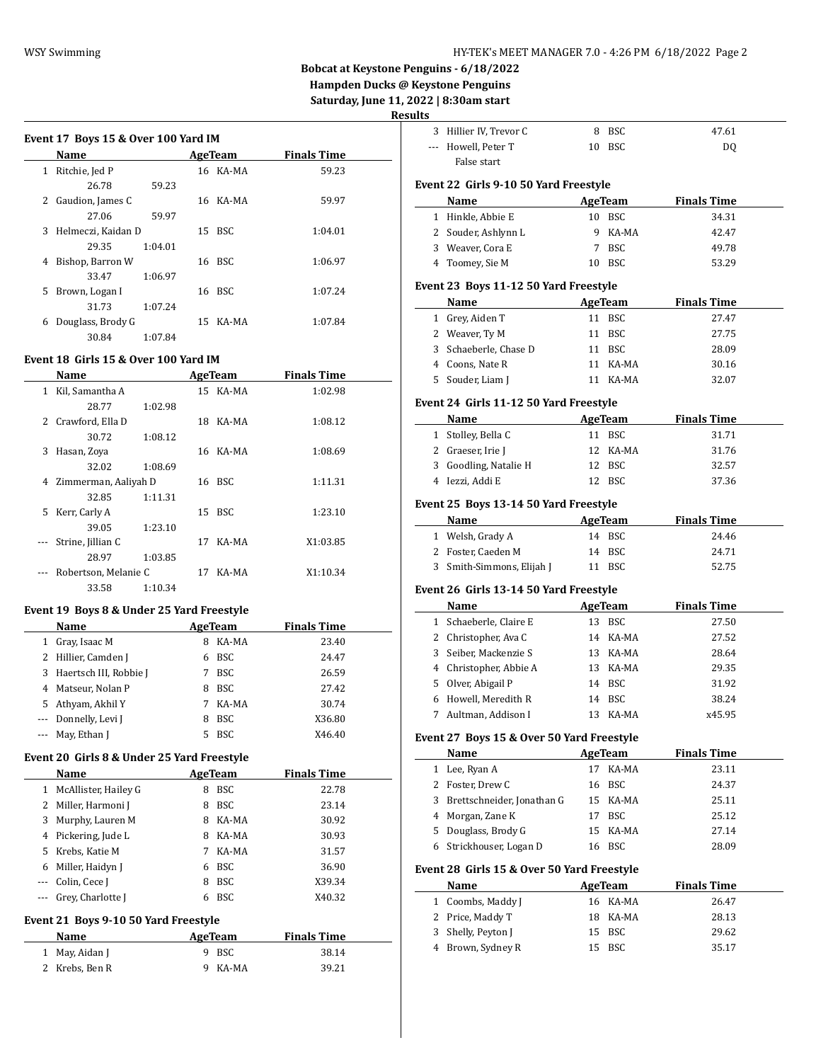**Bobcat at Keystone Penguins - 6/18/2022**
**Hampden Ducks @ Keystone Penguins**
**Saturday, June 11, 2022 | 8:30am start**
**Results**

### Event 17 Boys 15 & Over 100 Yard IM

| | Name | Age | Team | Finals Time |
|---|---|---|---|---|
| 1 | Ritchie, Jed P | 16 | KA-MA | 59.23 |
| | 26.78 59.23 | | | |
| 2 | Gaudion, James C | 16 | KA-MA | 59.97 |
| | 27.06 59.97 | | | |
| 3 | Helmeczi, Kaidan D | 15 | BSC | 1:04.01 |
| | 29.35 1:04.01 | | | |
| 4 | Bishop, Barron W | 16 | BSC | 1:06.97 |
| | 33.47 1:06.97 | | | |
| 5 | Brown, Logan I | 16 | BSC | 1:07.24 |
| | 31.73 1:07.24 | | | |
| 6 | Douglass, Brody G | 15 | KA-MA | 1:07.84 |
| | 30.84 1:07.84 | | | |

### Event 18 Girls 15 & Over 100 Yard IM

| | Name | Age | Team | Finals Time |
|---|---|---|---|---|
| 1 | Kil, Samantha A | 15 | KA-MA | 1:02.98 |
| | 28.77 1:02.98 | | | |
| 2 | Crawford, Ella D | 18 | KA-MA | 1:08.12 |
| | 30.72 1:08.12 | | | |
| 3 | Hasan, Zoya | 16 | KA-MA | 1:08.69 |
| | 32.02 1:08.69 | | | |
| 4 | Zimmerman, Aaliyah D | 16 | BSC | 1:11.31 |
| | 32.85 1:11.31 | | | |
| 5 | Kerr, Carly A | 15 | BSC | 1:23.10 |
| | 39.05 1:23.10 | | | |
| --- | Strine, Jillian C | 17 | KA-MA | X1:03.85 |
| | 28.97 1:03.85 | | | |
| --- | Robertson, Melanie C | 17 | KA-MA | X1:10.34 |
| | 33.58 1:10.34 | | | |

### Event 19 Boys 8 & Under 25 Yard Freestyle

| | Name | Age | Team | Finals Time |
|---|---|---|---|---|
| 1 | Gray, Isaac M | 8 | KA-MA | 23.40 |
| 2 | Hillier, Camden J | 6 | BSC | 24.47 |
| 3 | Haertsch III, Robbie J | 7 | BSC | 26.59 |
| 4 | Matseur, Nolan P | 8 | BSC | 27.42 |
| 5 | Athyam, Akhil Y | 7 | KA-MA | 30.74 |
| --- | Donnelly, Levi J | 8 | BSC | X36.80 |
| --- | May, Ethan J | 5 | BSC | X46.40 |

### Event 20 Girls 8 & Under 25 Yard Freestyle

| | Name | Age | Team | Finals Time |
|---|---|---|---|---|
| 1 | McAllister, Hailey G | 8 | BSC | 22.78 |
| 2 | Miller, Harmoni J | 8 | BSC | 23.14 |
| 3 | Murphy, Lauren M | 8 | KA-MA | 30.92 |
| 4 | Pickering, Jude L | 8 | KA-MA | 30.93 |
| 5 | Krebs, Katie M | 7 | KA-MA | 31.57 |
| 6 | Miller, Haidyn J | 6 | BSC | 36.90 |
| --- | Colin, Cece J | 8 | BSC | X39.34 |
| --- | Grey, Charlotte J | 6 | BSC | X40.32 |

### Event 21 Boys 9-10 50 Yard Freestyle

| | Name | Age | Team | Finals Time |
|---|---|---|---|---|
| 1 | May, Aidan J | 9 | BSC | 38.14 |
| 2 | Krebs, Ben R | 9 | KA-MA | 39.21 |
| 3 | Hillier IV, Trevor C | 8 | BSC | 47.61 |
| --- | Howell, Peter T | 10 | BSC | DQ |
| | False start | | | |

### Event 22 Girls 9-10 50 Yard Freestyle

| | Name | Age | Team | Finals Time |
|---|---|---|---|---|
| 1 | Hinkle, Abbie E | 10 | BSC | 34.31 |
| 2 | Souder, Ashlynn L | 9 | KA-MA | 42.47 |
| 3 | Weaver, Cora E | 7 | BSC | 49.78 |
| 4 | Toomey, Sie M | 10 | BSC | 53.29 |

### Event 23 Boys 11-12 50 Yard Freestyle

| | Name | Age | Team | Finals Time |
|---|---|---|---|---|
| 1 | Grey, Aiden T | 11 | BSC | 27.47 |
| 2 | Weaver, Ty M | 11 | BSC | 27.75 |
| 3 | Schaeberle, Chase D | 11 | BSC | 28.09 |
| 4 | Coons, Nate R | 11 | KA-MA | 30.16 |
| 5 | Souder, Liam J | 11 | KA-MA | 32.07 |

### Event 24 Girls 11-12 50 Yard Freestyle

| | Name | Age | Team | Finals Time |
|---|---|---|---|---|
| 1 | Stolley, Bella C | 11 | BSC | 31.71 |
| 2 | Graeser, Irie J | 12 | KA-MA | 31.76 |
| 3 | Goodling, Natalie H | 12 | BSC | 32.57 |
| 4 | Iezzi, Addi E | 12 | BSC | 37.36 |

### Event 25 Boys 13-14 50 Yard Freestyle

| | Name | Age | Team | Finals Time |
|---|---|---|---|---|
| 1 | Welsh, Grady A | 14 | BSC | 24.46 |
| 2 | Foster, Caeden M | 14 | BSC | 24.71 |
| 3 | Smith-Simmons, Elijah J | 11 | BSC | 52.75 |

### Event 26 Girls 13-14 50 Yard Freestyle

| | Name | Age | Team | Finals Time |
|---|---|---|---|---|
| 1 | Schaeberle, Claire E | 13 | BSC | 27.50 |
| 2 | Christopher, Ava C | 14 | KA-MA | 27.52 |
| 3 | Seiber, Mackenzie S | 13 | KA-MA | 28.64 |
| 4 | Christopher, Abbie A | 13 | KA-MA | 29.35 |
| 5 | Olver, Abigail P | 14 | BSC | 31.92 |
| 6 | Howell, Meredith R | 14 | BSC | 38.24 |
| 7 | Aultman, Addison I | 13 | KA-MA | x45.95 |

### Event 27 Boys 15 & Over 50 Yard Freestyle

| | Name | Age | Team | Finals Time |
|---|---|---|---|---|
| 1 | Lee, Ryan A | 17 | KA-MA | 23.11 |
| 2 | Foster, Drew C | 16 | BSC | 24.37 |
| 3 | Brettschneider, Jonathan G | 15 | KA-MA | 25.11 |
| 4 | Morgan, Zane K | 17 | BSC | 25.12 |
| 5 | Douglass, Brody G | 15 | KA-MA | 27.14 |
| 6 | Strickhouser, Logan D | 16 | BSC | 28.09 |

### Event 28 Girls 15 & Over 50 Yard Freestyle

| | Name | Age | Team | Finals Time |
|---|---|---|---|---|
| 1 | Coombs, Maddy J | 16 | KA-MA | 26.47 |
| 2 | Price, Maddy T | 18 | KA-MA | 28.13 |
| 3 | Shelly, Peyton J | 15 | BSC | 29.62 |
| 4 | Brown, Sydney R | 15 | BSC | 35.17 |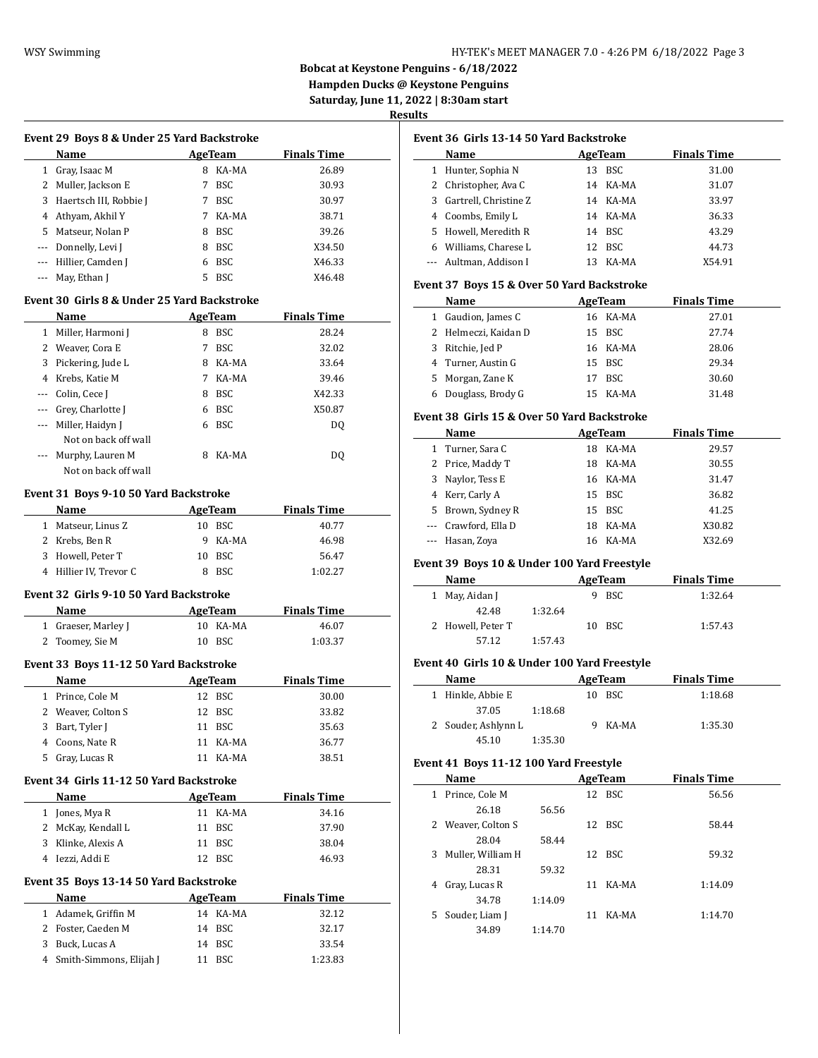# Bobcat at Keystone Penguins - 6/18/2022

## Hampden Ducks @ Keystone Penguins

### Saturday, June 11, 2022 | 8:30am start

### Results

#### Event 29 Boys 8 & Under 25 Yard Backstroke

| | Name | Age | Team | Finals Time |
|---|---|---|---|---|
| 1 | Gray, Isaac M | 8 | KA-MA | 26.89 |
| 2 | Muller, Jackson E | 7 | BSC | 30.93 |
| 3 | Haertsch III, Robbie J | 7 | BSC | 30.97 |
| 4 | Athyam, Akhil Y | 7 | KA-MA | 38.71 |
| 5 | Matseur, Nolan P | 8 | BSC | 39.26 |
| --- | Donnelly, Levi J | 8 | BSC | X34.50 |
| --- | Hillier, Camden J | 6 | BSC | X46.33 |
| --- | May, Ethan J | 5 | BSC | X46.48 |

#### Event 30 Girls 8 & Under 25 Yard Backstroke

| | Name | Age | Team | Finals Time |
|---|---|---|---|---|
| 1 | Miller, Harmoni J | 8 | BSC | 28.24 |
| 2 | Weaver, Cora E | 7 | BSC | 32.02 |
| 3 | Pickering, Jude L | 8 | KA-MA | 33.64 |
| 4 | Krebs, Katie M | 7 | KA-MA | 39.46 |
| --- | Colin, Cece J | 8 | BSC | X42.33 |
| --- | Grey, Charlotte J | 6 | BSC | X50.87 |
| --- | Miller, Haidyn J | 6 | BSC | DQ |
| | Not on back off wall | | | |
| --- | Murphy, Lauren M | 8 | KA-MA | DQ |
| | Not on back off wall | | | |

#### Event 31 Boys 9-10 50 Yard Backstroke

| | Name | Age | Team | Finals Time |
|---|---|---|---|---|
| 1 | Matseur, Linus Z | 10 | BSC | 40.77 |
| 2 | Krebs, Ben R | 9 | KA-MA | 46.98 |
| 3 | Howell, Peter T | 10 | BSC | 56.47 |
| 4 | Hillier IV, Trevor C | 8 | BSC | 1:02.27 |

#### Event 32 Girls 9-10 50 Yard Backstroke

| | Name | Age | Team | Finals Time |
|---|---|---|---|---|
| 1 | Graeser, Marley J | 10 | KA-MA | 46.07 |
| 2 | Toomey, Sie M | 10 | BSC | 1:03.37 |

#### Event 33 Boys 11-12 50 Yard Backstroke

| | Name | Age | Team | Finals Time |
|---|---|---|---|---|
| 1 | Prince, Cole M | 12 | BSC | 30.00 |
| 2 | Weaver, Colton S | 12 | BSC | 33.82 |
| 3 | Bart, Tyler J | 11 | BSC | 35.63 |
| 4 | Coons, Nate R | 11 | KA-MA | 36.77 |
| 5 | Gray, Lucas R | 11 | KA-MA | 38.51 |

#### Event 34 Girls 11-12 50 Yard Backstroke

| | Name | Age | Team | Finals Time |
|---|---|---|---|---|
| 1 | Jones, Mya R | 11 | KA-MA | 34.16 |
| 2 | McKay, Kendall L | 11 | BSC | 37.90 |
| 3 | Klinke, Alexis A | 11 | BSC | 38.04 |
| 4 | Iezzi, Addi E | 12 | BSC | 46.93 |

#### Event 35 Boys 13-14 50 Yard Backstroke

| | Name | Age | Team | Finals Time |
|---|---|---|---|---|
| 1 | Adamek, Griffin M | 14 | KA-MA | 32.12 |
| 2 | Foster, Caeden M | 14 | BSC | 32.17 |
| 3 | Buck, Lucas A | 14 | BSC | 33.54 |
| 4 | Smith-Simmons, Elijah J | 11 | BSC | 1:23.83 |

#### Event 36 Girls 13-14 50 Yard Backstroke

| | Name | Age | Team | Finals Time |
|---|---|---|---|---|
| 1 | Hunter, Sophia N | 13 | BSC | 31.00 |
| 2 | Christopher, Ava C | 14 | KA-MA | 31.07 |
| 3 | Gartrell, Christine Z | 14 | KA-MA | 33.97 |
| 4 | Coombs, Emily L | 14 | KA-MA | 36.33 |
| 5 | Howell, Meredith R | 14 | BSC | 43.29 |
| 6 | Williams, Charese L | 12 | BSC | 44.73 |
| --- | Aultman, Addison I | 13 | KA-MA | X54.91 |

#### Event 37 Boys 15 & Over 50 Yard Backstroke

| | Name | Age | Team | Finals Time |
|---|---|---|---|---|
| 1 | Gaudion, James C | 16 | KA-MA | 27.01 |
| 2 | Helmeczi, Kaidan D | 15 | BSC | 27.74 |
| 3 | Ritchie, Jed P | 16 | KA-MA | 28.06 |
| 4 | Turner, Austin G | 15 | BSC | 29.34 |
| 5 | Morgan, Zane K | 17 | BSC | 30.60 |
| 6 | Douglass, Brody G | 15 | KA-MA | 31.48 |

#### Event 38 Girls 15 & Over 50 Yard Backstroke

| | Name | Age | Team | Finals Time |
|---|---|---|---|---|
| 1 | Turner, Sara C | 18 | KA-MA | 29.57 |
| 2 | Price, Maddy T | 18 | KA-MA | 30.55 |
| 3 | Naylor, Tess E | 16 | KA-MA | 31.47 |
| 4 | Kerr, Carly A | 15 | BSC | 36.82 |
| 5 | Brown, Sydney R | 15 | BSC | 41.25 |
| --- | Crawford, Ella D | 18 | KA-MA | X30.82 |
| --- | Hasan, Zoya | 16 | KA-MA | X32.69 |

#### Event 39 Boys 10 & Under 100 Yard Freestyle

| | Name | Age | Team | Finals Time |
|---|---|---|---|---|
| 1 | May, Aidan J | 9 | BSC | 1:32.64 |
| | 42.48 1:32.64 | | | |
| 2 | Howell, Peter T | 10 | BSC | 1:57.43 |
| | 57.12 1:57.43 | | | |

#### Event 40 Girls 10 & Under 100 Yard Freestyle

| | Name | Age | Team | Finals Time |
|---|---|---|---|---|
| 1 | Hinkle, Abbie E | 10 | BSC | 1:18.68 |
| | 37.05 1:18.68 | | | |
| 2 | Souder, Ashlynn L | 9 | KA-MA | 1:35.30 |
| | 45.10 1:35.30 | | | |

#### Event 41 Boys 11-12 100 Yard Freestyle

| | Name | Age | Team | Finals Time |
|---|---|---|---|---|
| 1 | Prince, Cole M | 12 | BSC | 56.56 |
| | 26.18 56.56 | | | |
| 2 | Weaver, Colton S | 12 | BSC | 58.44 |
| | 28.04 58.44 | | | |
| 3 | Muller, William H | 12 | BSC | 59.32 |
| | 28.31 59.32 | | | |
| 4 | Gray, Lucas R | 11 | KA-MA | 1:14.09 |
| | 34.78 1:14.09 | | | |
| 5 | Souder, Liam J | 11 | KA-MA | 1:14.70 |
| | 34.89 1:14.70 | | | |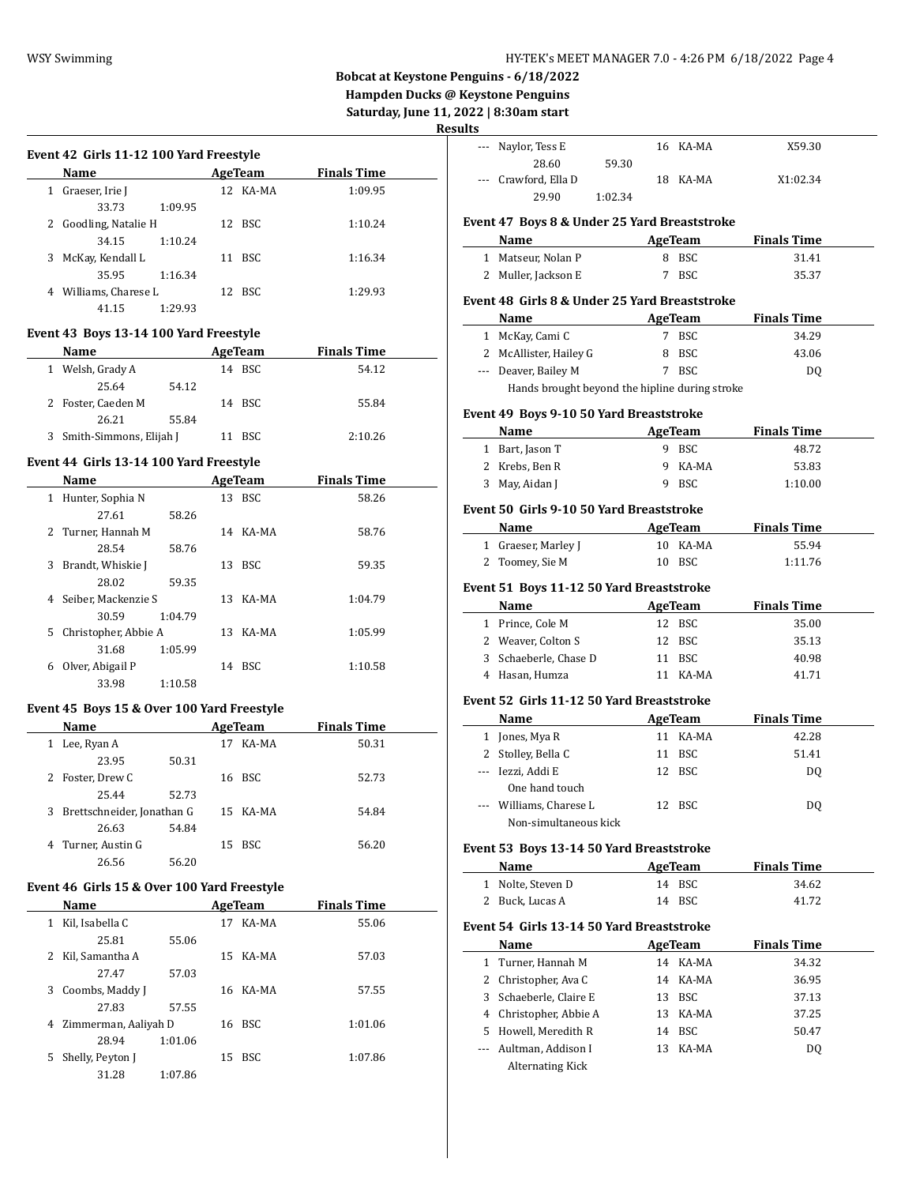**Bobcat at Keystone Penguins - 6/18/2022**
**Hampden Ducks @ Keystone Penguins**
**Saturday, June 11, 2022 | 8:30am start**
**Results**

### Event 42 Girls 11-12 100 Yard Freestyle

| | Name | Age | Team | Finals Time |
|---|---|---|---|---|
| 1 | Graeser, Irie J | 12 | KA-MA | 1:09.95 |
| | 33.73 1:09.95 | | | |
| 2 | Goodling, Natalie H | 12 | BSC | 1:10.24 |
| | 34.15 1:10.24 | | | |
| 3 | McKay, Kendall L | 11 | BSC | 1:16.34 |
| | 35.95 1:16.34 | | | |
| 4 | Williams, Charese L | 12 | BSC | 1:29.93 |
| | 41.15 1:29.93 | | | |

### Event 43 Boys 13-14 100 Yard Freestyle

| | Name | Age | Team | Finals Time |
|---|---|---|---|---|
| 1 | Welsh, Grady A | 14 | BSC | 54.12 |
| | 25.64 54.12 | | | |
| 2 | Foster, Caeden M | 14 | BSC | 55.84 |
| | 26.21 55.84 | | | |
| 3 | Smith-Simmons, Elijah J | 11 | BSC | 2:10.26 |

### Event 44 Girls 13-14 100 Yard Freestyle

| | Name | Age | Team | Finals Time |
|---|---|---|---|---|
| 1 | Hunter, Sophia N | 13 | BSC | 58.26 |
| | 27.61 58.26 | | | |
| 2 | Turner, Hannah M | 14 | KA-MA | 58.76 |
| | 28.54 58.76 | | | |
| 3 | Brandt, Whiskie J | 13 | BSC | 59.35 |
| | 28.02 59.35 | | | |
| 4 | Seiber, Mackenzie S | 13 | KA-MA | 1:04.79 |
| | 30.59 1:04.79 | | | |
| 5 | Christopher, Abbie A | 13 | KA-MA | 1:05.99 |
| | 31.68 1:05.99 | | | |
| 6 | Olver, Abigail P | 14 | BSC | 1:10.58 |
| | 33.98 1:10.58 | | | |

### Event 45 Boys 15 & Over 100 Yard Freestyle

| | Name | Age | Team | Finals Time |
|---|---|---|---|---|
| 1 | Lee, Ryan A | 17 | KA-MA | 50.31 |
| | 23.95 50.31 | | | |
| 2 | Foster, Drew C | 16 | BSC | 52.73 |
| | 25.44 52.73 | | | |
| 3 | Brettschneider, Jonathan G | 15 | KA-MA | 54.84 |
| | 26.63 54.84 | | | |
| 4 | Turner, Austin G | 15 | BSC | 56.20 |
| | 26.56 56.20 | | | |

### Event 46 Girls 15 & Over 100 Yard Freestyle

| | Name | Age | Team | Finals Time |
|---|---|---|---|---|
| 1 | Kil, Isabella C | 17 | KA-MA | 55.06 |
| | 25.81 55.06 | | | |
| 2 | Kil, Samantha A | 15 | KA-MA | 57.03 |
| | 27.47 57.03 | | | |
| 3 | Coombs, Maddy J | 16 | KA-MA | 57.55 |
| | 27.83 57.55 | | | |
| 4 | Zimmerman, Aaliyah D | 16 | BSC | 1:01.06 |
| | 28.94 1:01.06 | | | |
| 5 | Shelly, Peyton J | 15 | BSC | 1:07.86 |
| | 31.28 1:07.86 | | | |
| --- | Naylor, Tess E | 16 | KA-MA | X59.30 |
| | 28.60 59.30 | | | |
| --- | Crawford, Ella D | 18 | KA-MA | X1:02.34 |
| | 29.90 1:02.34 | | | |

### Event 47 Boys 8 & Under 25 Yard Breaststroke

| | Name | Age | Team | Finals Time |
|---|---|---|---|---|
| 1 | Matseur, Nolan P | 8 | BSC | 31.41 |
| 2 | Muller, Jackson E | 7 | BSC | 35.37 |

### Event 48 Girls 8 & Under 25 Yard Breaststroke

| | Name | Age | Team | Finals Time |
|---|---|---|---|---|
| 1 | McKay, Cami C | 7 | BSC | 34.29 |
| 2 | McAllister, Hailey G | 8 | BSC | 43.06 |
| --- | Deaver, Bailey M | 7 | BSC | DQ |
| | Hands brought beyond the hipline during stroke | | | |

### Event 49 Boys 9-10 50 Yard Breaststroke

| | Name | Age | Team | Finals Time |
|---|---|---|---|---|
| 1 | Bart, Jason T | 9 | BSC | 48.72 |
| 2 | Krebs, Ben R | 9 | KA-MA | 53.83 |
| 3 | May, Aidan J | 9 | BSC | 1:10.00 |

### Event 50 Girls 9-10 50 Yard Breaststroke

| | Name | Age | Team | Finals Time |
|---|---|---|---|---|
| 1 | Graeser, Marley J | 10 | KA-MA | 55.94 |
| 2 | Toomey, Sie M | 10 | BSC | 1:11.76 |

### Event 51 Boys 11-12 50 Yard Breaststroke

| | Name | Age | Team | Finals Time |
|---|---|---|---|---|
| 1 | Prince, Cole M | 12 | BSC | 35.00 |
| 2 | Weaver, Colton S | 12 | BSC | 35.13 |
| 3 | Schaeberle, Chase D | 11 | BSC | 40.98 |
| 4 | Hasan, Humza | 11 | KA-MA | 41.71 |

### Event 52 Girls 11-12 50 Yard Breaststroke

| | Name | Age | Team | Finals Time |
|---|---|---|---|---|
| 1 | Jones, Mya R | 11 | KA-MA | 42.28 |
| 2 | Stolley, Bella C | 11 | BSC | 51.41 |
| --- | Iezzi, Addi E | 12 | BSC | DQ |
| | One hand touch | | | |
| --- | Williams, Charese L | 12 | BSC | DQ |
| | Non-simultaneous kick | | | |

### Event 53 Boys 13-14 50 Yard Breaststroke

| | Name | Age | Team | Finals Time |
|---|---|---|---|---|
| 1 | Nolte, Steven D | 14 | BSC | 34.62 |
| 2 | Buck, Lucas A | 14 | BSC | 41.72 |

### Event 54 Girls 13-14 50 Yard Breaststroke

| | Name | Age | Team | Finals Time |
|---|---|---|---|---|
| 1 | Turner, Hannah M | 14 | KA-MA | 34.32 |
| 2 | Christopher, Ava C | 14 | KA-MA | 36.95 |
| 3 | Schaeberle, Claire E | 13 | BSC | 37.13 |
| 4 | Christopher, Abbie A | 13 | KA-MA | 37.25 |
| 5 | Howell, Meredith R | 14 | BSC | 50.47 |
| --- | Aultman, Addison I | 13 | KA-MA | DQ |
| | Alternating Kick | | | |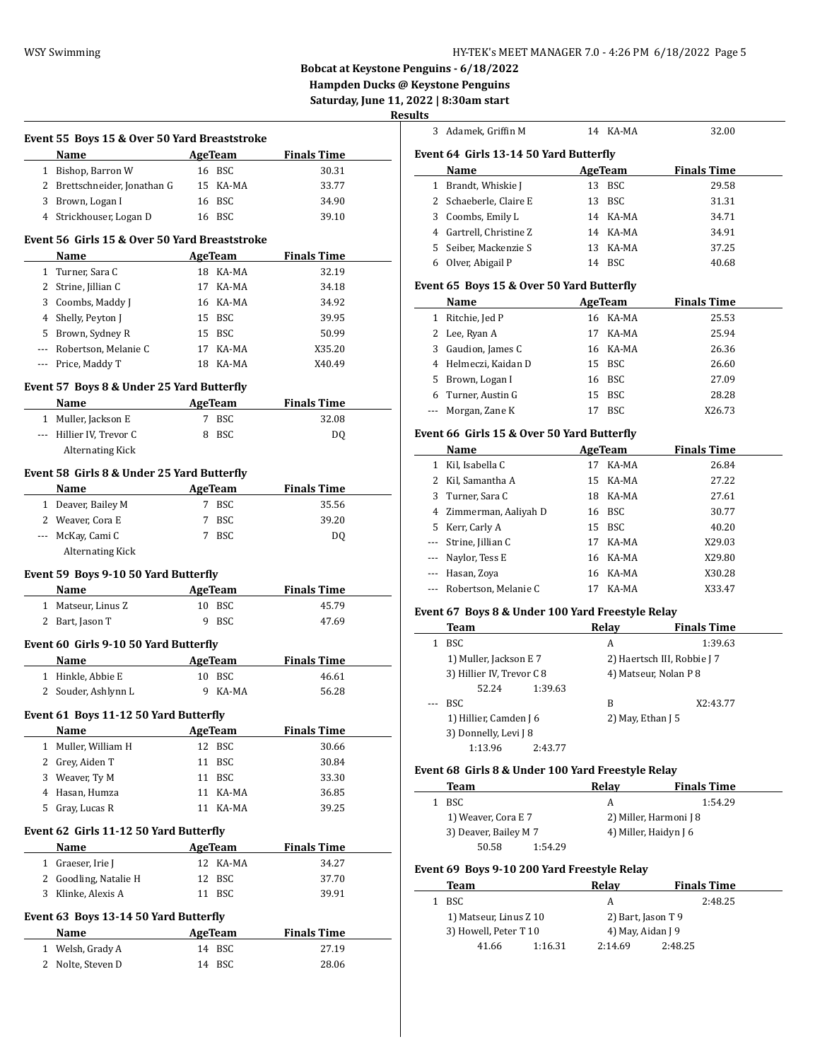**Bobcat at Keystone Penguins - 6/18/2022**
**Hampden Ducks @ Keystone Penguins**
**Saturday, June 11, 2022 | 8:30am start**
**Results**

### Event 55 Boys 15 & Over 50 Yard Breaststroke

| | Name | Age | Team | Finals Time |
|---|---|---|---|---|
| 1 | Bishop, Barron W | 16 | BSC | 30.31 |
| 2 | Brettschneider, Jonathan G | 15 | KA-MA | 33.77 |
| 3 | Brown, Logan I | 16 | BSC | 34.90 |
| 4 | Strickhouser, Logan D | 16 | BSC | 39.10 |

### Event 56 Girls 15 & Over 50 Yard Breaststroke

| | Name | Age | Team | Finals Time |
|---|---|---|---|---|
| 1 | Turner, Sara C | 18 | KA-MA | 32.19 |
| 2 | Strine, Jillian C | 17 | KA-MA | 34.18 |
| 3 | Coombs, Maddy J | 16 | KA-MA | 34.92 |
| 4 | Shelly, Peyton J | 15 | BSC | 39.95 |
| 5 | Brown, Sydney R | 15 | BSC | 50.99 |
| --- | Robertson, Melanie C | 17 | KA-MA | X35.20 |
| --- | Price, Maddy T | 18 | KA-MA | X40.49 |

### Event 57 Boys 8 & Under 25 Yard Butterfly

| | Name | Age | Team | Finals Time |
|---|---|---|---|---|
| 1 | Muller, Jackson E | 7 | BSC | 32.08 |
| --- | Hillier IV, Trevor C | 8 | BSC | DQ |
| | Alternating Kick | | | |

### Event 58 Girls 8 & Under 25 Yard Butterfly

| | Name | Age | Team | Finals Time |
|---|---|---|---|---|
| 1 | Deaver, Bailey M | 7 | BSC | 35.56 |
| 2 | Weaver, Cora E | 7 | BSC | 39.20 |
| --- | McKay, Cami C | 7 | BSC | DQ |
| | Alternating Kick | | | |

### Event 59 Boys 9-10 50 Yard Butterfly

| | Name | Age | Team | Finals Time |
|---|---|---|---|---|
| 1 | Matseur, Linus Z | 10 | BSC | 45.79 |
| 2 | Bart, Jason T | 9 | BSC | 47.69 |

### Event 60 Girls 9-10 50 Yard Butterfly

| | Name | Age | Team | Finals Time |
|---|---|---|---|---|
| 1 | Hinkle, Abbie E | 10 | BSC | 46.61 |
| 2 | Souder, Ashlynn L | 9 | KA-MA | 56.28 |

### Event 61 Boys 11-12 50 Yard Butterfly

| | Name | Age | Team | Finals Time |
|---|---|---|---|---|
| 1 | Muller, William H | 12 | BSC | 30.66 |
| 2 | Grey, Aiden T | 11 | BSC | 30.84 |
| 3 | Weaver, Ty M | 11 | BSC | 33.30 |
| 4 | Hasan, Humza | 11 | KA-MA | 36.85 |
| 5 | Gray, Lucas R | 11 | KA-MA | 39.25 |

### Event 62 Girls 11-12 50 Yard Butterfly

| | Name | Age | Team | Finals Time |
|---|---|---|---|---|
| 1 | Graeser, Irie J | 12 | KA-MA | 34.27 |
| 2 | Goodling, Natalie H | 12 | BSC | 37.70 |
| 3 | Klinke, Alexis A | 11 | BSC | 39.91 |

### Event 63 Boys 13-14 50 Yard Butterfly

| | Name | Age | Team | Finals Time |
|---|---|---|---|---|
| 1 | Welsh, Grady A | 14 | BSC | 27.19 |
| 2 | Nolte, Steven D | 14 | BSC | 28.06 |
| 3 | Adamek, Griffin M | 14 | KA-MA | 32.00 |

### Event 64 Girls 13-14 50 Yard Butterfly

| | Name | Age | Team | Finals Time |
|---|---|---|---|---|
| 1 | Brandt, Whiskie J | 13 | BSC | 29.58 |
| 2 | Schaeberle, Claire E | 13 | BSC | 31.31 |
| 3 | Coombs, Emily L | 14 | KA-MA | 34.71 |
| 4 | Gartrell, Christine Z | 14 | KA-MA | 34.91 |
| 5 | Seiber, Mackenzie S | 13 | KA-MA | 37.25 |
| 6 | Olver, Abigail P | 14 | BSC | 40.68 |

### Event 65 Boys 15 & Over 50 Yard Butterfly

| | Name | Age | Team | Finals Time |
|---|---|---|---|---|
| 1 | Ritchie, Jed P | 16 | KA-MA | 25.53 |
| 2 | Lee, Ryan A | 17 | KA-MA | 25.94 |
| 3 | Gaudion, James C | 16 | KA-MA | 26.36 |
| 4 | Helmeczi, Kaidan D | 15 | BSC | 26.60 |
| 5 | Brown, Logan I | 16 | BSC | 27.09 |
| 6 | Turner, Austin G | 15 | BSC | 28.28 |
| --- | Morgan, Zane K | 17 | BSC | X26.73 |

### Event 66 Girls 15 & Over 50 Yard Butterfly

| | Name | Age | Team | Finals Time |
|---|---|---|---|---|
| 1 | Kil, Isabella C | 17 | KA-MA | 26.84 |
| 2 | Kil, Samantha A | 15 | KA-MA | 27.22 |
| 3 | Turner, Sara C | 18 | KA-MA | 27.61 |
| 4 | Zimmerman, Aaliyah D | 16 | BSC | 30.77 |
| 5 | Kerr, Carly A | 15 | BSC | 40.20 |
| --- | Strine, Jillian C | 17 | KA-MA | X29.03 |
| --- | Naylor, Tess E | 16 | KA-MA | X29.80 |
| --- | Hasan, Zoya | 16 | KA-MA | X30.28 |
| --- | Robertson, Melanie C | 17 | KA-MA | X33.47 |

### Event 67 Boys 8 & Under 100 Yard Freestyle Relay

| | Team | Relay | Finals Time |
|---|---|---|---|
| 1 | BSC | A | 1:39.63 |
| | 1) Muller, Jackson E 7 | 2) Haertsch III, Robbie J 7 | |
| | 3) Hillier IV, Trevor C 8 | 4) Matseur, Nolan P 8 | |
| | 52.24 1:39.63 | | |
| --- | BSC | B | X2:43.77 |
| | 1) Hillier, Camden J 6 | 2) May, Ethan J 5 | |
| | 3) Donnelly, Levi J 8 | | |
| | 1:13.96 2:43.77 | | |

### Event 68 Girls 8 & Under 100 Yard Freestyle Relay

| | Team | Relay | Finals Time |
|---|---|---|---|
| 1 | BSC | A | 1:54.29 |
| | 1) Weaver, Cora E 7 | 2) Miller, Harmoni J 8 | |
| | 3) Deaver, Bailey M 7 | 4) Miller, Haidyn J 6 | |
| | 50.58 1:54.29 | | |

### Event 69 Boys 9-10 200 Yard Freestyle Relay

| | Team | Relay | Finals Time |
|---|---|---|---|
| 1 | BSC | A | 2:48.25 |
| | 1) Matseur, Linus Z 10 | 2) Bart, Jason T 9 | |
| | 3) Howell, Peter T 10 | 4) May, Aidan J 9 | |
| | 41.66 1:16.31 | 2:14.69 2:48.25 | |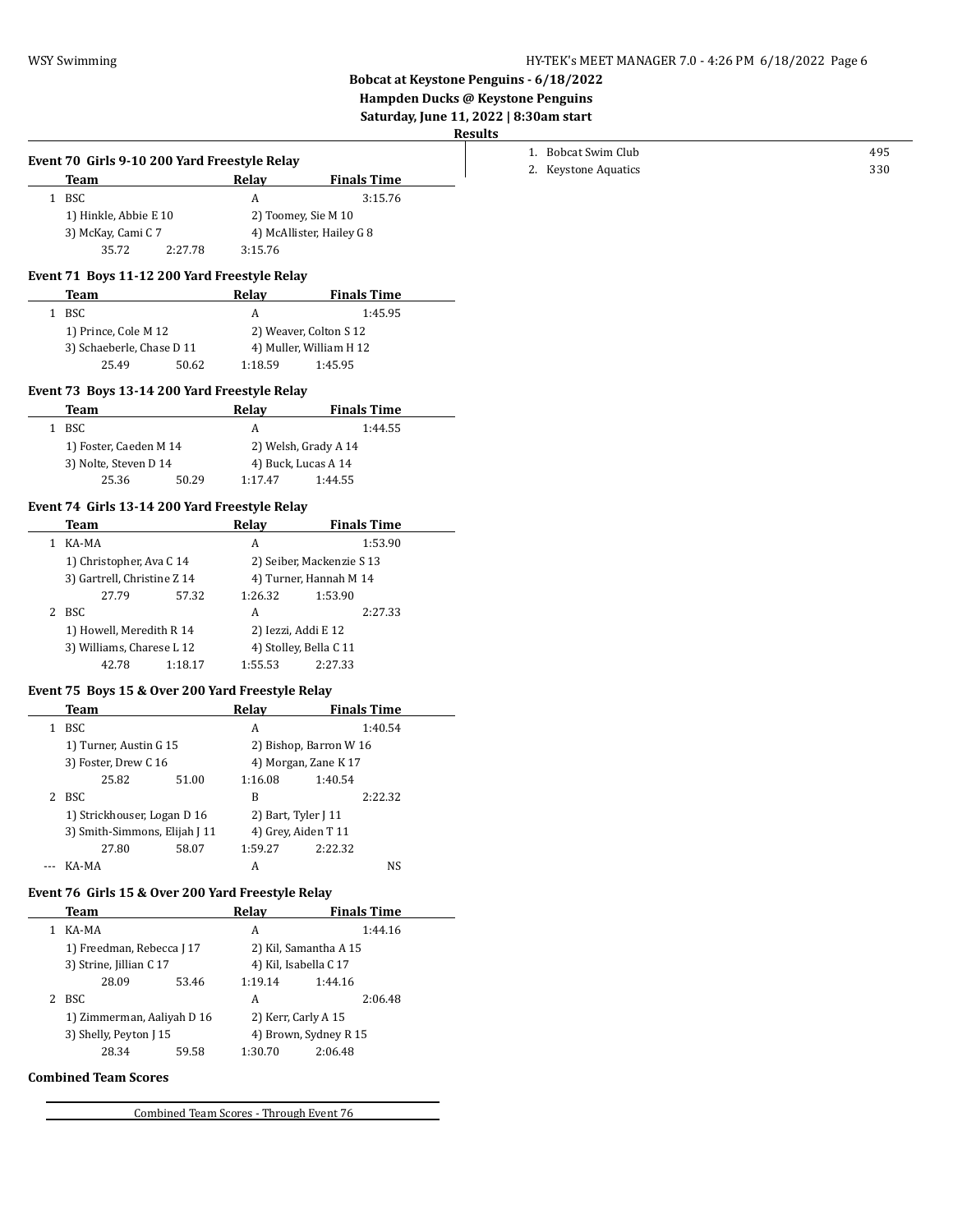Bobcat at Keystone Penguins - 6/18/2022

Hampden Ducks @ Keystone Penguins

Saturday, June 11, 2022 | 8:30am start

Results

### Event 70 Girls 9-10 200 Yard Freestyle Relay

| | Team | Relay | Finals Time |
|---|---|---|---|
| 1 | BSC | A | 3:15.76 |
| | 1) Hinkle, Abbie E 10 | 2) Toomey, Sie M 10 | |
| | 3) McKay, Cami C 7 | 4) McAllister, Hailey G 8 | |
| | 35.72   2:27.78 | 3:15.76 | |

### Event 71 Boys 11-12 200 Yard Freestyle Relay

| | Team | Relay | Finals Time |
|---|---|---|---|
| 1 | BSC | A | 1:45.95 |
| | 1) Prince, Cole M 12 | 2) Weaver, Colton S 12 | |
| | 3) Schaeberle, Chase D 11 | 4) Muller, William H 12 | |
| | 25.49   50.62 | 1:18.59   1:45.95 | |

### Event 73 Boys 13-14 200 Yard Freestyle Relay

| | Team | Relay | Finals Time |
|---|---|---|---|
| 1 | BSC | A | 1:44.55 |
| | 1) Foster, Caeden M 14 | 2) Welsh, Grady A 14 | |
| | 3) Nolte, Steven D 14 | 4) Buck, Lucas A 14 | |
| | 25.36   50.29 | 1:17.47   1:44.55 | |

### Event 74 Girls 13-14 200 Yard Freestyle Relay

| | Team | Relay | Finals Time |
|---|---|---|---|
| 1 | KA-MA | A | 1:53.90 |
| | 1) Christopher, Ava C 14 | 2) Seiber, Mackenzie S 13 | |
| | 3) Gartrell, Christine Z 14 | 4) Turner, Hannah M 14 | |
| | 27.79   57.32 | 1:26.32   1:53.90 | |
| 2 | BSC | A | 2:27.33 |
| | 1) Howell, Meredith R 14 | 2) Iezzi, Addi E 12 | |
| | 3) Williams, Charese L 12 | 4) Stolley, Bella C 11 | |
| | 42.78   1:18.17 | 1:55.53   2:27.33 | |

### Event 75 Boys 15 & Over 200 Yard Freestyle Relay

| | Team | Relay | Finals Time |
|---|---|---|---|
| 1 | BSC | A | 1:40.54 |
| | 1) Turner, Austin G 15 | 2) Bishop, Barron W 16 | |
| | 3) Foster, Drew C 16 | 4) Morgan, Zane K 17 | |
| | 25.82   51.00 | 1:16.08   1:40.54 | |
| 2 | BSC | B | 2:22.32 |
| | 1) Strickhouser, Logan D 16 | 2) Bart, Tyler J 11 | |
| | 3) Smith-Simmons, Elijah J 11 | 4) Grey, Aiden T 11 | |
| | 27.80   58.07 | 1:59.27   2:22.32 | |
| --- | KA-MA | A | NS |

### Event 76 Girls 15 & Over 200 Yard Freestyle Relay

| | Team | Relay | Finals Time |
|---|---|---|---|
| 1 | KA-MA | A | 1:44.16 |
| | 1) Freedman, Rebecca J 17 | 2) Kil, Samantha A 15 | |
| | 3) Strine, Jillian C 17 | 4) Kil, Isabella C 17 | |
| | 28.09   53.46 | 1:19.14   1:44.16 | |
| 2 | BSC | A | 2:06.48 |
| | 1) Zimmerman, Aaliyah D 16 | 2) Kerr, Carly A 15 | |
| | 3) Shelly, Peyton J 15 | 4) Brown, Sydney R 15 | |
| | 28.34   59.58 | 1:30.70   2:06.48 | |

### Combined Team Scores

Combined Team Scores - Through Event 76

| | | |
|---|---|---|
| 1. | Bobcat Swim Club | 495 |
| 2. | Keystone Aquatics | 330 |